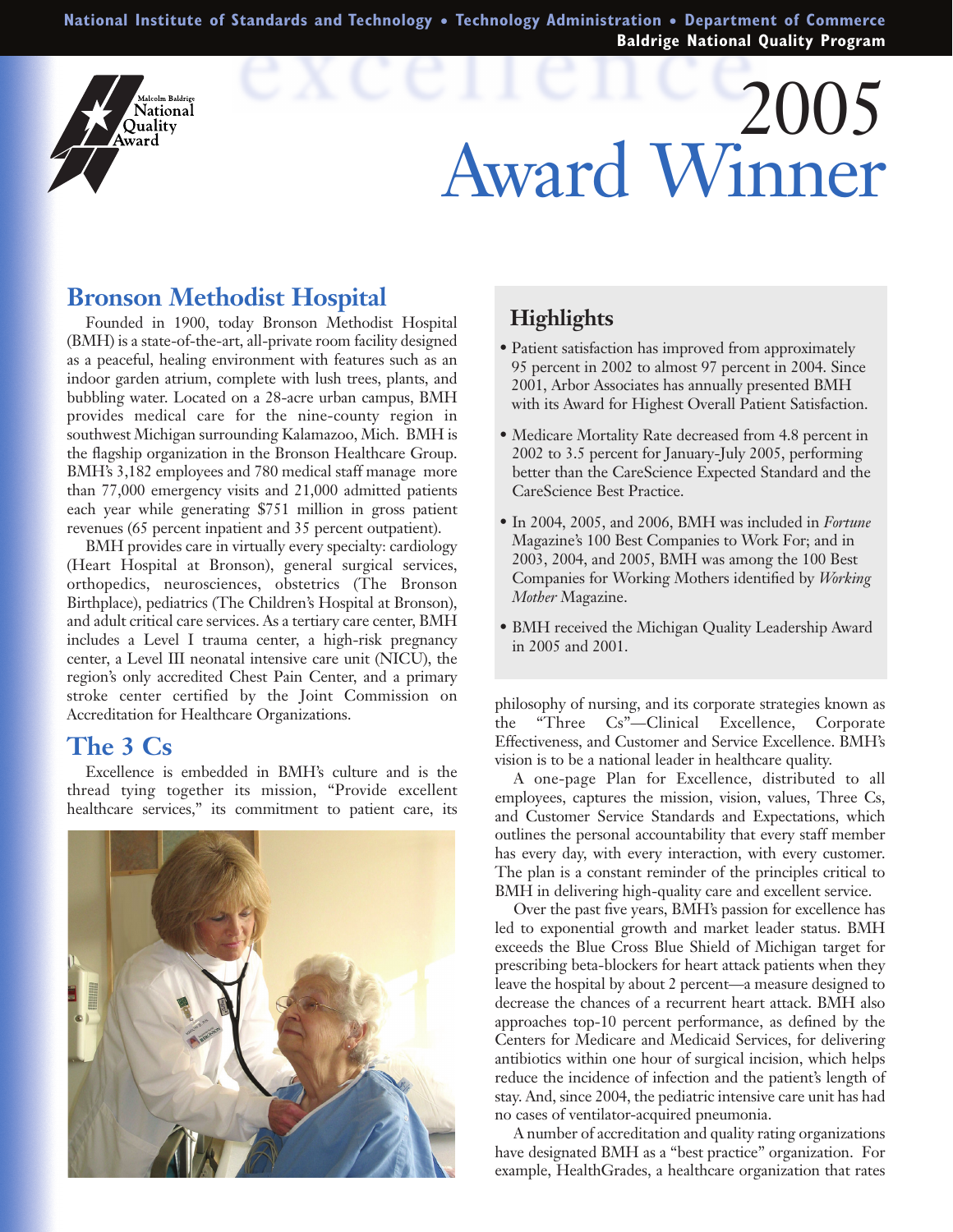National Institute of Standards and Technology • Technology Administration • Department of Commerce
Baldrige National Quality Program

Malcolm Baldrige National Quality Award

# 2005 Award Winner

## Bronson Methodist Hospital

Founded in 1900, today Bronson Methodist Hospital (BMH) is a state-of-the-art, all-private room facility designed as a peaceful, healing environment with features such as an indoor garden atrium, complete with lush trees, plants, and bubbling water. Located on a 28-acre urban campus, BMH provides medical care for the nine-county region in southwest Michigan surrounding Kalamazoo, Mich. BMH is the flagship organization in the Bronson Healthcare Group. BMH's 3,182 employees and 780 medical staff manage more than 77,000 emergency visits and 21,000 admitted patients each year while generating $751 million in gross patient revenues (65 percent inpatient and 35 percent outpatient).

BMH provides care in virtually every specialty: cardiology (Heart Hospital at Bronson), general surgical services, orthopedics, neurosciences, obstetrics (The Bronson Birthplace), pediatrics (The Children's Hospital at Bronson), and adult critical care services. As a tertiary care center, BMH includes a Level I trauma center, a high-risk pregnancy center, a Level III neonatal intensive care unit (NICU), the region's only accredited Chest Pain Center, and a primary stroke center certified by the Joint Commission on Accreditation for Healthcare Organizations.

## Highlights

- Patient satisfaction has improved from approximately 95 percent in 2002 to almost 97 percent in 2004. Since 2001, Arbor Associates has annually presented BMH with its Award for Highest Overall Patient Satisfaction.
- Medicare Mortality Rate decreased from 4.8 percent in 2002 to 3.5 percent for January-July 2005, performing better than the CareScience Expected Standard and the CareScience Best Practice.
- In 2004, 2005, and 2006, BMH was included in *Fortune* Magazine's 100 Best Companies to Work For; and in 2003, 2004, and 2005, BMH was among the 100 Best Companies for Working Mothers identified by *Working Mother* Magazine.
- BMH received the Michigan Quality Leadership Award in 2005 and 2001.

## The 3 Cs

Excellence is embedded in BMH's culture and is the thread tying together its mission, "Provide excellent healthcare services," its commitment to patient care, its philosophy of nursing, and its corporate strategies known as the "Three Cs"—Clinical Excellence, Corporate Effectiveness, and Customer and Service Excellence. BMH's vision is to be a national leader in healthcare quality.

A one-page Plan for Excellence, distributed to all employees, captures the mission, vision, values, Three Cs, and Customer Service Standards and Expectations, which outlines the personal accountability that every staff member has every day, with every interaction, with every customer. The plan is a constant reminder of the principles critical to BMH in delivering high-quality care and excellent service.

Over the past five years, BMH's passion for excellence has led to exponential growth and market leader status. BMH exceeds the Blue Cross Blue Shield of Michigan target for prescribing beta-blockers for heart attack patients when they leave the hospital by about 2 percent—a measure designed to decrease the chances of a recurrent heart attack. BMH also approaches top-10 percent performance, as defined by the Centers for Medicare and Medicaid Services, for delivering antibiotics within one hour of surgical incision, which helps reduce the incidence of infection and the patient's length of stay. And, since 2004, the pediatric intensive care unit has had no cases of ventilator-acquired pneumonia.

A number of accreditation and quality rating organizations have designated BMH as a "best practice" organization. For example, HealthGrades, a healthcare organization that rates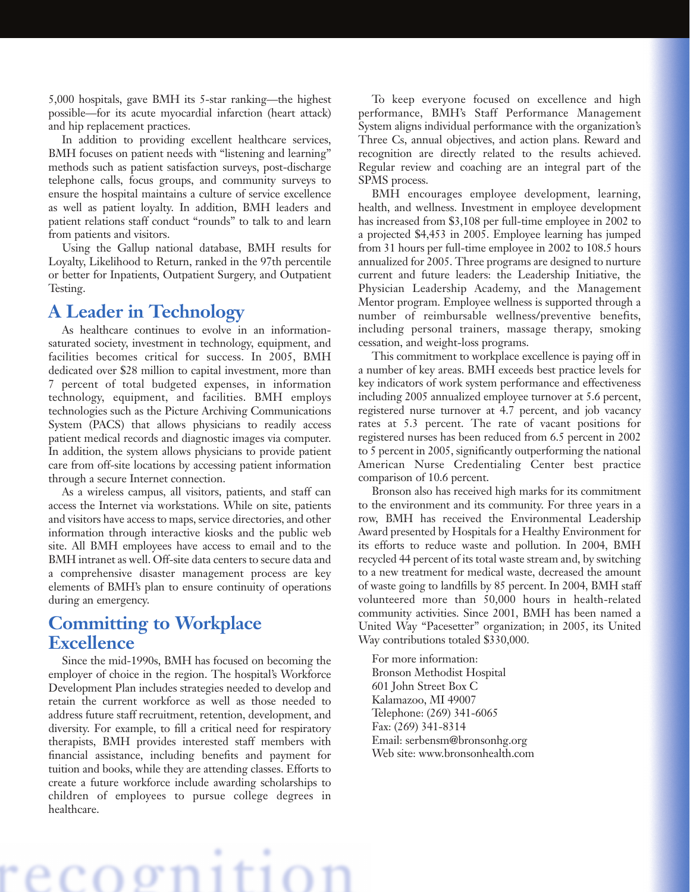5,000 hospitals, gave BMH its 5-star ranking—the highest possible—for its acute myocardial infarction (heart attack) and hip replacement practices.

In addition to providing excellent healthcare services, BMH focuses on patient needs with "listening and learning" methods such as patient satisfaction surveys, post-discharge telephone calls, focus groups, and community surveys to ensure the hospital maintains a culture of service excellence as well as patient loyalty. In addition, BMH leaders and patient relations staff conduct "rounds" to talk to and learn from patients and visitors.

Using the Gallup national database, BMH results for Loyalty, Likelihood to Return, ranked in the 97th percentile or better for Inpatients, Outpatient Surgery, and Outpatient Testing.

## A Leader in Technology

As healthcare continues to evolve in an information-saturated society, investment in technology, equipment, and facilities becomes critical for success. In 2005, BMH dedicated over $28 million to capital investment, more than 7 percent of total budgeted expenses, in information technology, equipment, and facilities. BMH employs technologies such as the Picture Archiving Communications System (PACS) that allows physicians to readily access patient medical records and diagnostic images via computer. In addition, the system allows physicians to provide patient care from off-site locations by accessing patient information through a secure Internet connection.

As a wireless campus, all visitors, patients, and staff can access the Internet via workstations. While on site, patients and visitors have access to maps, service directories, and other information through interactive kiosks and the public web site. All BMH employees have access to email and to the BMH intranet as well. Off-site data centers to secure data and a comprehensive disaster management process are key elements of BMH's plan to ensure continuity of operations during an emergency.

## Committing to Workplace Excellence

Since the mid-1990s, BMH has focused on becoming the employer of choice in the region. The hospital's Workforce Development Plan includes strategies needed to develop and retain the current workforce as well as those needed to address future staff recruitment, retention, development, and diversity. For example, to fill a critical need for respiratory therapists, BMH provides interested staff members with financial assistance, including benefits and payment for tuition and books, while they are attending classes. Efforts to create a future workforce include awarding scholarships to children of employees to pursue college degrees in healthcare.

To keep everyone focused on excellence and high performance, BMH's Staff Performance Management System aligns individual performance with the organization's Three Cs, annual objectives, and action plans. Reward and recognition are directly related to the results achieved. Regular review and coaching are an integral part of the SPMS process.

BMH encourages employee development, learning, health, and wellness. Investment in employee development has increased from $3,108 per full-time employee in 2002 to a projected $4,453 in 2005. Employee learning has jumped from 31 hours per full-time employee in 2002 to 108.5 hours annualized for 2005. Three programs are designed to nurture current and future leaders: the Leadership Initiative, the Physician Leadership Academy, and the Management Mentor program. Employee wellness is supported through a number of reimbursable wellness/preventive benefits, including personal trainers, massage therapy, smoking cessation, and weight-loss programs.

This commitment to workplace excellence is paying off in a number of key areas. BMH exceeds best practice levels for key indicators of work system performance and effectiveness including 2005 annualized employee turnover at 5.6 percent, registered nurse turnover at 4.7 percent, and job vacancy rates at 5.3 percent. The rate of vacant positions for registered nurses has been reduced from 6.5 percent in 2002 to 5 percent in 2005, significantly outperforming the national American Nurse Credentialing Center best practice comparison of 10.6 percent.

Bronson also has received high marks for its commitment to the environment and its community. For three years in a row, BMH has received the Environmental Leadership Award presented by Hospitals for a Healthy Environment for its efforts to reduce waste and pollution. In 2004, BMH recycled 44 percent of its total waste stream and, by switching to a new treatment for medical waste, decreased the amount of waste going to landfills by 85 percent. In 2004, BMH staff volunteered more than 50,000 hours in health-related community activities. Since 2001, BMH has been named a United Way "Pacesetter" organization; in 2005, its United Way contributions totaled $330,000.

For more information:
Bronson Methodist Hospital
601 John Street Box C
Kalamazoo, MI 49007
Telephone: (269) 341-6065
Fax: (269) 341-8314
Email: serbensm@bronsonhg.org
Web site: www.bronsonhealth.com

recognition